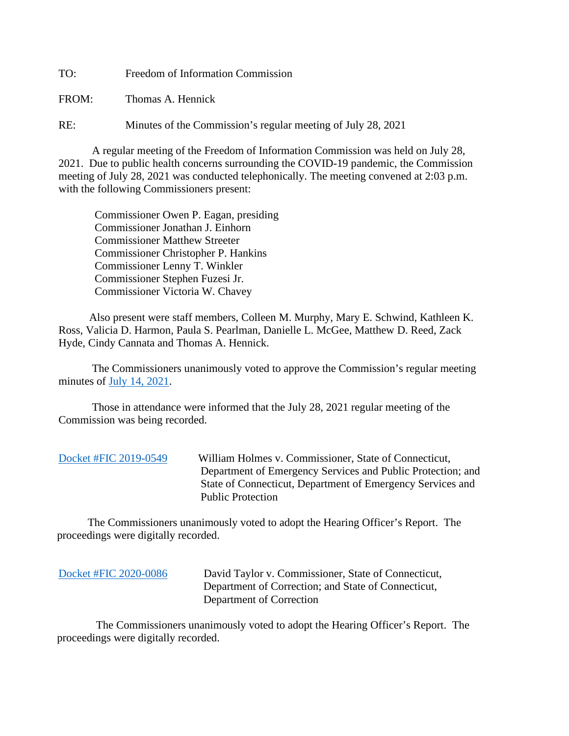TO: Freedom of Information Commission

FROM: Thomas A. Hennick

RE: Minutes of the Commission's regular meeting of July 28, 2021

A regular meeting of the Freedom of Information Commission was held on July 28, 2021. Due to public health concerns surrounding the COVID-19 pandemic, the Commission meeting of July 28, 2021 was conducted telephonically. The meeting convened at 2:03 p.m. with the following Commissioners present:

Commissioner Owen P. Eagan, presiding
Commissioner Jonathan J. Einhorn
Commissioner Matthew Streeter
Commissioner Christopher P. Hankins
Commissioner Lenny T. Winkler
Commissioner Stephen Fuzesi Jr.
Commissioner Victoria W. Chavey

Also present were staff members, Colleen M. Murphy, Mary E. Schwind, Kathleen K. Ross, Valicia D. Harmon, Paula S. Pearlman, Danielle L. McGee, Matthew D. Reed, Zack Hyde, Cindy Cannata and Thomas A. Hennick.

The Commissioners unanimously voted to approve the Commission's regular meeting minutes of July 14, 2021.

Those in attendance were informed that the July 28, 2021 regular meeting of the Commission was being recorded.

Docket #FIC 2019-0549 William Holmes v. Commissioner, State of Connecticut, Department of Emergency Services and Public Protection; and State of Connecticut, Department of Emergency Services and Public Protection

The Commissioners unanimously voted to adopt the Hearing Officer's Report. The proceedings were digitally recorded.

Docket #FIC 2020-0086 David Taylor v. Commissioner, State of Connecticut, Department of Correction; and State of Connecticut, Department of Correction

The Commissioners unanimously voted to adopt the Hearing Officer's Report. The proceedings were digitally recorded.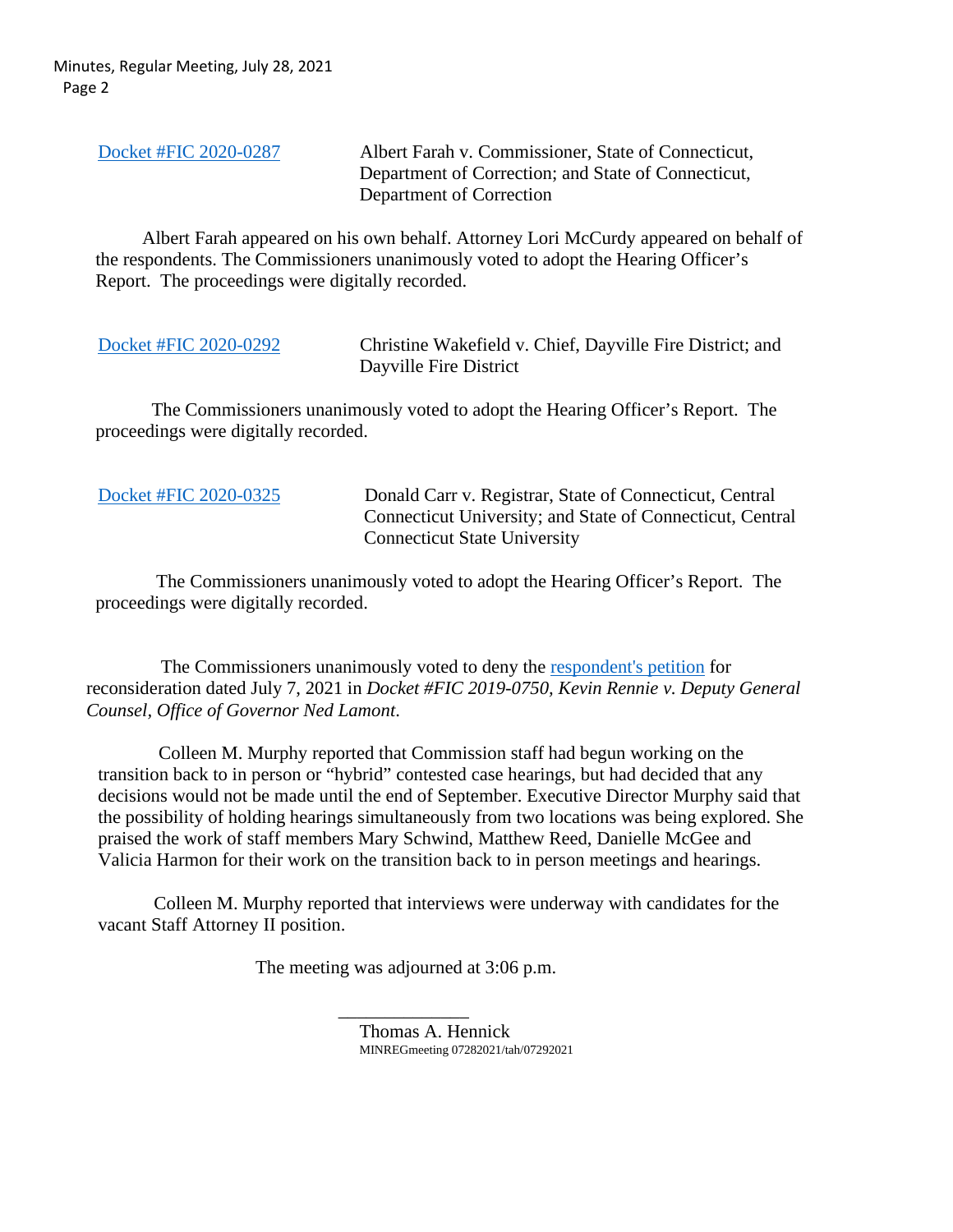[Docket #FIC 2020-0287](#) Albert Farah v. Commissioner, State of Connecticut, Department of Correction; and State of Connecticut, Department of Correction

Albert Farah appeared on his own behalf. Attorney Lori McCurdy appeared on behalf of the respondents. The Commissioners unanimously voted to adopt the Hearing Officer's Report. The proceedings were digitally recorded.

[Docket #FIC 2020-0292](#) Christine Wakefield v. Chief, Dayville Fire District; and Dayville Fire District

The Commissioners unanimously voted to adopt the Hearing Officer's Report. The proceedings were digitally recorded.

[Docket #FIC 2020-0325](#) Donald Carr v. Registrar, State of Connecticut, Central Connecticut University; and State of Connecticut, Central Connecticut State University

The Commissioners unanimously voted to adopt the Hearing Officer's Report. The proceedings were digitally recorded.

The Commissioners unanimously voted to deny the [respondent's petition](#) for reconsideration dated July 7, 2021 in *Docket #FIC 2019-0750, Kevin Rennie v. Deputy General Counsel, Office of Governor Ned Lamont*.

Colleen M. Murphy reported that Commission staff had begun working on the transition back to in person or "hybrid" contested case hearings, but had decided that any decisions would not be made until the end of September. Executive Director Murphy said that the possibility of holding hearings simultaneously from two locations was being explored. She praised the work of staff members Mary Schwind, Matthew Reed, Danielle McGee and Valicia Harmon for their work on the transition back to in person meetings and hearings.

Colleen M. Murphy reported that interviews were underway with candidates for the vacant Staff Attorney II position.

The meeting was adjourned at 3:06 p.m.

______________

Thomas A. Hennick

MINREGmeeting 07282021/tah/07292021